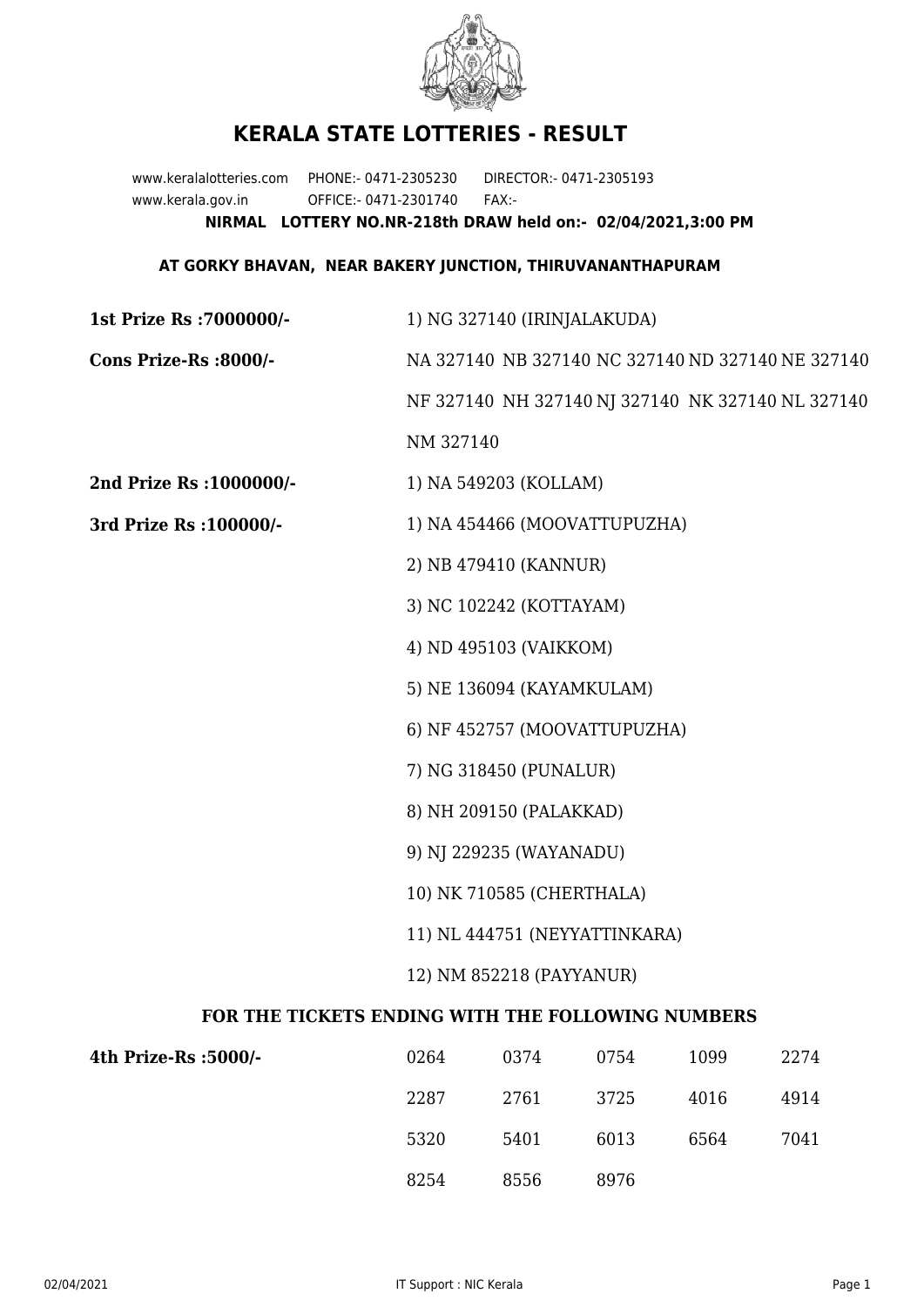# KERALA STATE LOTTERIES - RESULT

www.keralalotteries.com PHONE:- 0471-2305230 DIRECTOR:- 0471-2305193
www.kerala.gov.in OFFICE:- 0471-2301740 FAX:-

**NIRMAL LOTTERY NO.NR-218th DRAW held on:- 02/04/2021,3:00 PM**

**AT GORKY BHAVAN, NEAR BAKERY JUNCTION, THIRUVANANTHAPURAM**

**1st Prize Rs :7000000/-** 1) NG 327140 (IRINJALAKUDA)

**Cons Prize-Rs :8000/-** NA 327140 NB 327140 NC 327140 ND 327140 NE 327140 NF 327140 NH 327140 NJ 327140 NK 327140 NL 327140 NM 327140

**2nd Prize Rs :1000000/-** 1) NA 549203 (KOLLAM)

**3rd Prize Rs :100000/-**
1) NA 454466 (MOOVATTUPUZHA)
2) NB 479410 (KANNUR)
3) NC 102242 (KOTTAYAM)
4) ND 495103 (VAIKKOM)
5) NE 136094 (KAYAMKULAM)
6) NF 452757 (MOOVATTUPUZHA)
7) NG 318450 (PUNALUR)
8) NH 209150 (PALAKKAD)
9) NJ 229235 (WAYANADU)
10) NK 710585 (CHERTHALA)
11) NL 444751 (NEYYATTINKARA)
12) NM 852218 (PAYYANUR)

### FOR THE TICKETS ENDING WITH THE FOLLOWING NUMBERS

**4th Prize-Rs :5000/-**

| | | | | |
|---|---|---|---|---|
| 0264 | 0374 | 0754 | 1099 | 2274 |
| 2287 | 2761 | 3725 | 4016 | 4914 |
| 5320 | 5401 | 6013 | 6564 | 7041 |
| 8254 | 8556 | 8976 | | |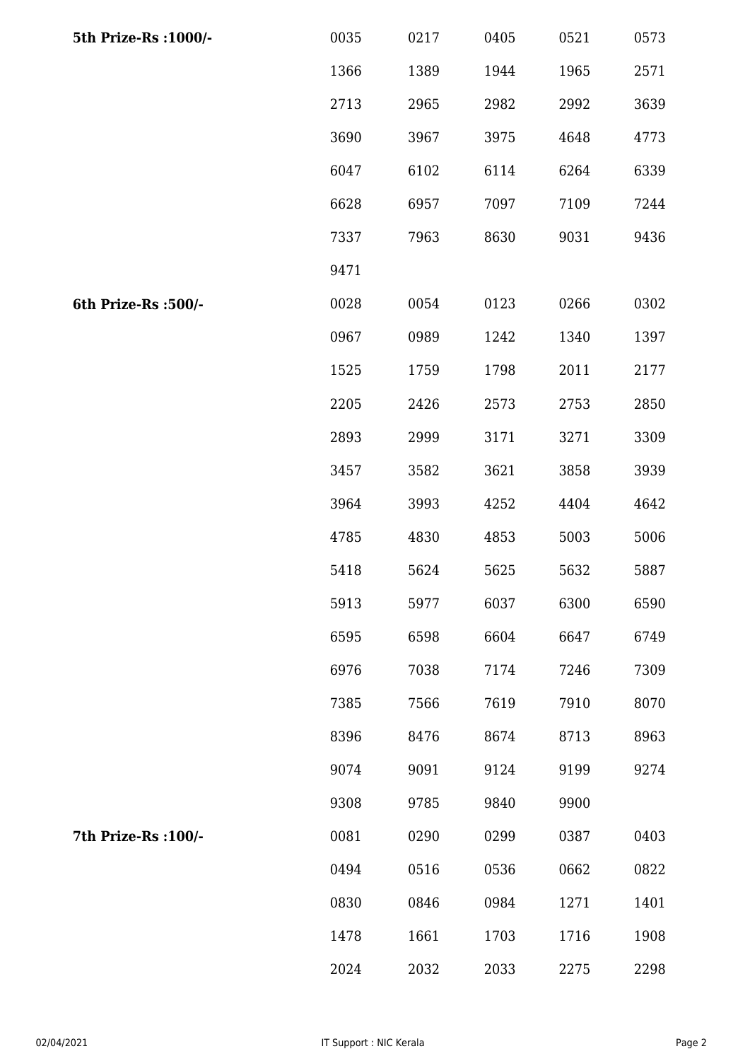| | | | | | |
|---|---|---|---|---|---|
| **5th Prize-Rs :1000/-** | 0035 | 0217 | 0405 | 0521 | 0573 |
| | 1366 | 1389 | 1944 | 1965 | 2571 |
| | 2713 | 2965 | 2982 | 2992 | 3639 |
| | 3690 | 3967 | 3975 | 4648 | 4773 |
| | 6047 | 6102 | 6114 | 6264 | 6339 |
| | 6628 | 6957 | 7097 | 7109 | 7244 |
| | 7337 | 7963 | 8630 | 9031 | 9436 |
| | 9471 | | | | |
| **6th Prize-Rs :500/-** | 0028 | 0054 | 0123 | 0266 | 0302 |
| | 0967 | 0989 | 1242 | 1340 | 1397 |
| | 1525 | 1759 | 1798 | 2011 | 2177 |
| | 2205 | 2426 | 2573 | 2753 | 2850 |
| | 2893 | 2999 | 3171 | 3271 | 3309 |
| | 3457 | 3582 | 3621 | 3858 | 3939 |
| | 3964 | 3993 | 4252 | 4404 | 4642 |
| | 4785 | 4830 | 4853 | 5003 | 5006 |
| | 5418 | 5624 | 5625 | 5632 | 5887 |
| | 5913 | 5977 | 6037 | 6300 | 6590 |
| | 6595 | 6598 | 6604 | 6647 | 6749 |
| | 6976 | 7038 | 7174 | 7246 | 7309 |
| | 7385 | 7566 | 7619 | 7910 | 8070 |
| | 8396 | 8476 | 8674 | 8713 | 8963 |
| | 9074 | 9091 | 9124 | 9199 | 9274 |
| | 9308 | 9785 | 9840 | 9900 | |
| **7th Prize-Rs :100/-** | 0081 | 0290 | 0299 | 0387 | 0403 |
| | 0494 | 0516 | 0536 | 0662 | 0822 |
| | 0830 | 0846 | 0984 | 1271 | 1401 |
| | 1478 | 1661 | 1703 | 1716 | 1908 |
| | 2024 | 2032 | 2033 | 2275 | 2298 |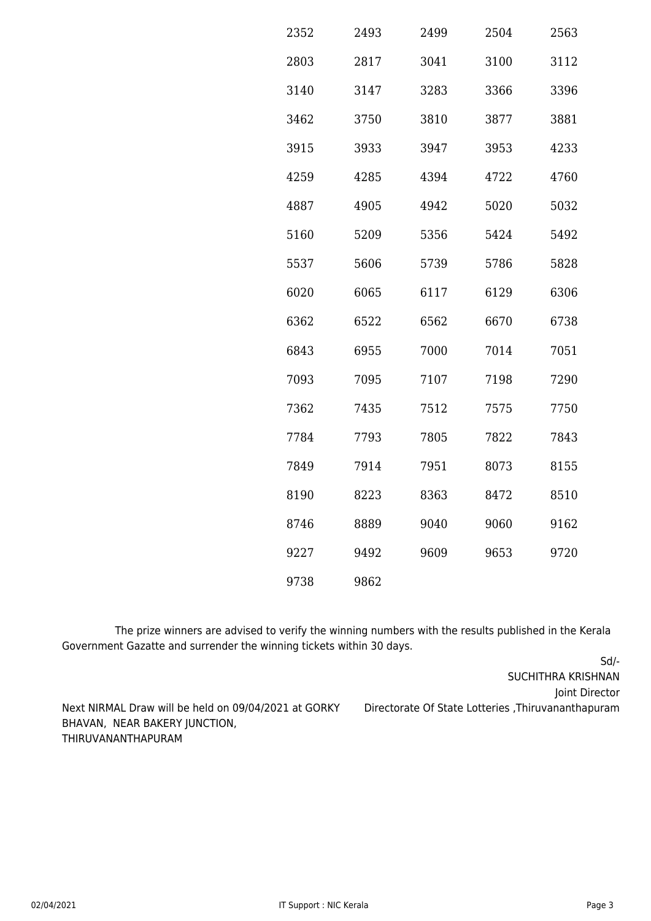| | | | | |
|---|---|---|---|---|
| 2352 | 2493 | 2499 | 2504 | 2563 |
| 2803 | 2817 | 3041 | 3100 | 3112 |
| 3140 | 3147 | 3283 | 3366 | 3396 |
| 3462 | 3750 | 3810 | 3877 | 3881 |
| 3915 | 3933 | 3947 | 3953 | 4233 |
| 4259 | 4285 | 4394 | 4722 | 4760 |
| 4887 | 4905 | 4942 | 5020 | 5032 |
| 5160 | 5209 | 5356 | 5424 | 5492 |
| 5537 | 5606 | 5739 | 5786 | 5828 |
| 6020 | 6065 | 6117 | 6129 | 6306 |
| 6362 | 6522 | 6562 | 6670 | 6738 |
| 6843 | 6955 | 7000 | 7014 | 7051 |
| 7093 | 7095 | 7107 | 7198 | 7290 |
| 7362 | 7435 | 7512 | 7575 | 7750 |
| 7784 | 7793 | 7805 | 7822 | 7843 |
| 7849 | 7914 | 7951 | 8073 | 8155 |
| 8190 | 8223 | 8363 | 8472 | 8510 |
| 8746 | 8889 | 9040 | 9060 | 9162 |
| 9227 | 9492 | 9609 | 9653 | 9720 |
| 9738 | 9862 | | | |

The prize winners are advised to verify the winning numbers with the results published in the Kerala Government Gazatte and surrender the winning tickets within 30 days.

Sd/-
SUCHITHRA KRISHNAN
Joint Director
Directorate Of State Lotteries ,Thiruvananthapuram

Next NIRMAL Draw will be held on 09/04/2021 at GORKY BHAVAN, NEAR BAKERY JUNCTION, THIRUVANANTHAPURAM